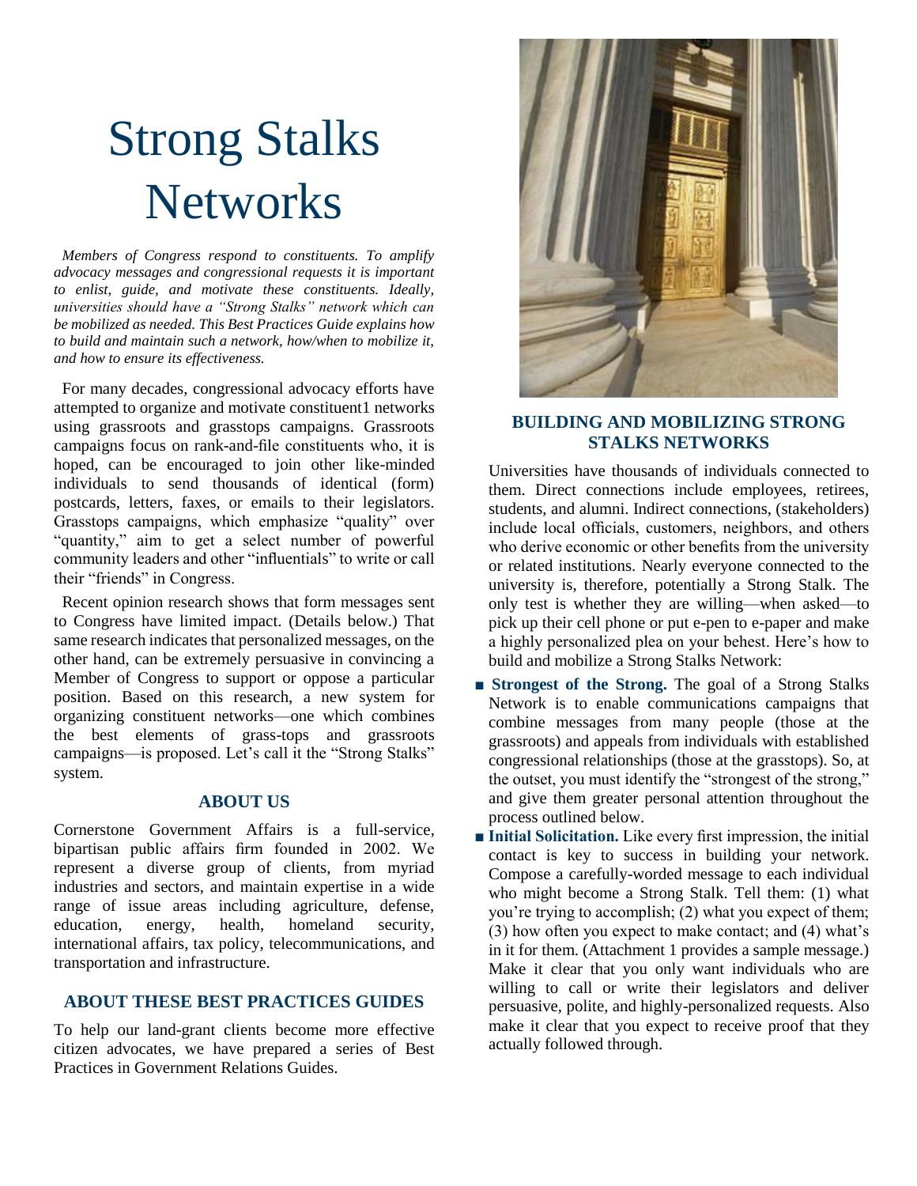# Strong Stalks Networks

*Members of Congress respond to constituents. To amplify advocacy messages and congressional requests it is important to enlist, guide, and motivate these constituents. Ideally, universities should have a "Strong Stalks" network which can be mobilized as needed. This Best Practices Guide explains how to build and maintain such a network, how/when to mobilize it, and how to ensure its effectiveness.*

For many decades, congressional advocacy efforts have attempted to organize and motivate constituent[1] networks using grassroots and grasstops campaigns. Grassroots campaigns focus on rank-and-file constituents who, it is hoped, can be encouraged to join other like-minded individuals to send thousands of identical (form) postcards, letters, faxes, or emails to their legislators. Grasstops campaigns, which emphasize "quality" over "quantity," aim to get a select number of powerful community leaders and other "influentials" to write or call their "friends" in Congress.

Recent opinion research shows that form messages sent to Congress have limited impact. (Details below.) That same research indicates that personalized messages, on the other hand, can be extremely persuasive in convincing a Member of Congress to support or oppose a particular position. Based on this research, a new system for organizing constituent networks—one which combines the best elements of grass-tops and grassroots campaigns—is proposed. Let's call it the "Strong Stalks" system.

## ABOUT US

Cornerstone Government Affairs is a full-service, bipartisan public affairs firm founded in 2002. We represent a diverse group of clients, from myriad industries and sectors, and maintain expertise in a wide range of issue areas including agriculture, defense, education, energy, health, homeland security, international affairs, tax policy, telecommunications, and transportation and infrastructure.

## ABOUT THESE BEST PRACTICES GUIDES

To help our land-grant clients become more effective citizen advocates, we have prepared a series of Best Practices in Government Relations Guides.

## BUILDING AND MOBILIZING STRONG STALKS NETWORKS

Universities have thousands of individuals connected to them. Direct connections include employees, retirees, students, and alumni. Indirect connections, (stakeholders) include local officials, customers, neighbors, and others who derive economic or other benefits from the university or related institutions. Nearly everyone connected to the university is, therefore, potentially a Strong Stalk. The only test is whether they are willing—when asked—to pick up their cell phone or put e-pen to e-paper and make a highly personalized plea on your behest. Here's how to build and mobilize a Strong Stalks Network:

- **Strongest of the Strong.** The goal of a Strong Stalks Network is to enable communications campaigns that combine messages from many people (those at the grassroots) and appeals from individuals with established congressional relationships (those at the grasstops). So, at the outset, you must identify the "strongest of the strong," and give them greater personal attention throughout the process outlined below.
- **Initial Solicitation.** Like every first impression, the initial contact is key to success in building your network. Compose a carefully-worded message to each individual who might become a Strong Stalk. Tell them: (1) what you're trying to accomplish; (2) what you expect of them; (3) how often you expect to make contact; and (4) what's in it for them. (Attachment 1 provides a sample message.) Make it clear that you only want individuals who are willing to call or write their legislators and deliver persuasive, polite, and highly-personalized requests. Also make it clear that you expect to receive proof that they actually followed through.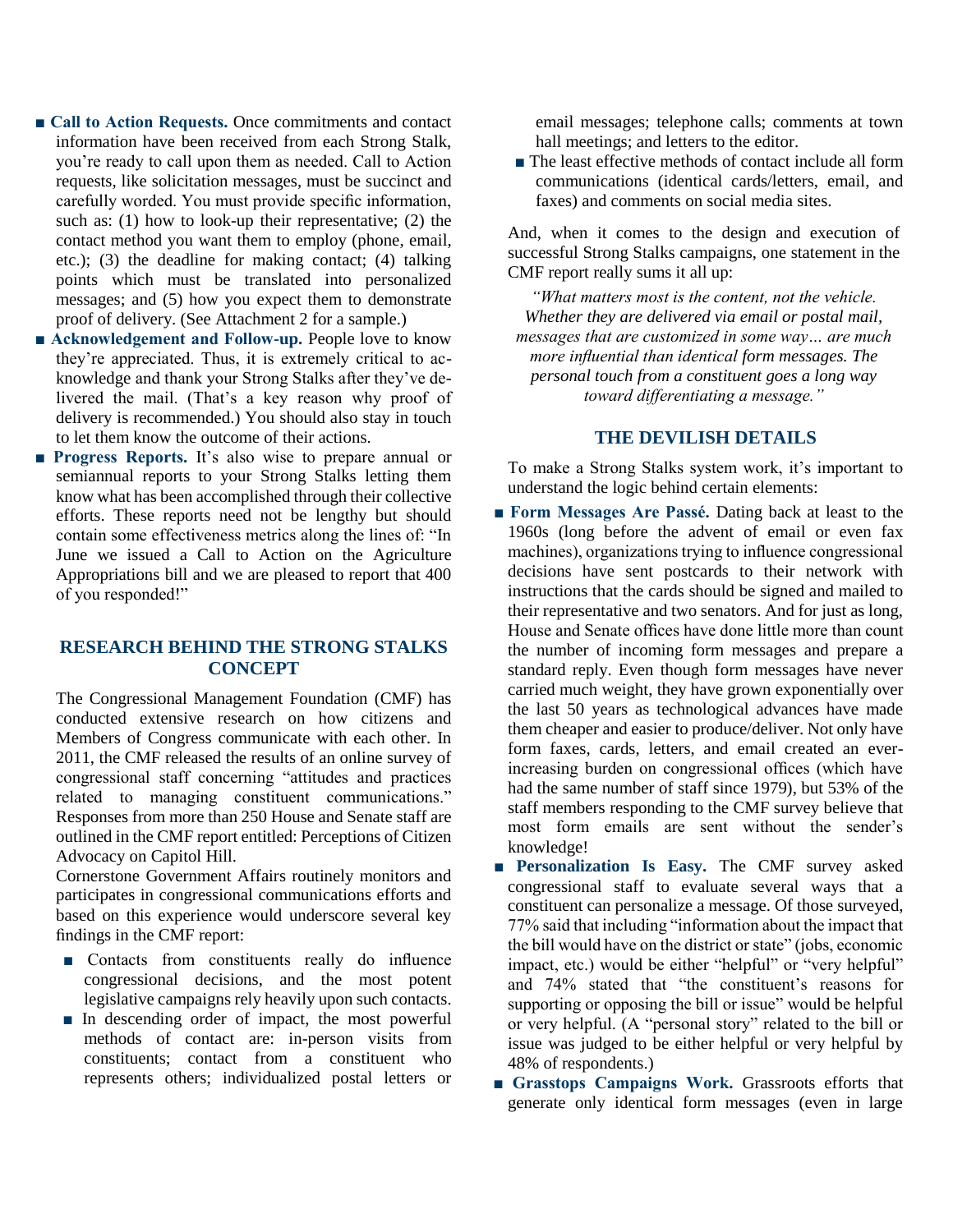- **Call to Action Requests.** Once commitments and contact information have been received from each Strong Stalk, you're ready to call upon them as needed. Call to Action requests, like solicitation messages, must be succinct and carefully worded. You must provide specific information, such as: (1) how to look-up their representative; (2) the contact method you want them to employ (phone, email, etc.); (3) the deadline for making contact; (4) talking points which must be translated into personalized messages; and (5) how you expect them to demonstrate proof of delivery. (See Attachment 2 for a sample.)
- **Acknowledgement and Follow-up.** People love to know they're appreciated. Thus, it is extremely critical to acknowledge and thank your Strong Stalks after they've delivered the mail. (That's a key reason why proof of delivery is recommended.) You should also stay in touch to let them know the outcome of their actions.
- **Progress Reports.** It's also wise to prepare annual or semiannual reports to your Strong Stalks letting them know what has been accomplished through their collective efforts. These reports need not be lengthy but should contain some effectiveness metrics along the lines of: "In June we issued a Call to Action on the Agriculture Appropriations bill and we are pleased to report that 400 of you responded!"

## RESEARCH BEHIND THE STRONG STALKS CONCEPT

The Congressional Management Foundation (CMF) has conducted extensive research on how citizens and Members of Congress communicate with each other. In 2011, the CMF released the results of an online survey of congressional staff concerning "attitudes and practices related to managing constituent communications." Responses from more than 250 House and Senate staff are outlined in the CMF report entitled: Perceptions of Citizen Advocacy on Capitol Hill.

Cornerstone Government Affairs routinely monitors and participates in congressional communications efforts and based on this experience would underscore several key findings in the CMF report:

- Contacts from constituents really do influence congressional decisions, and the most potent legislative campaigns rely heavily upon such contacts.
- In descending order of impact, the most powerful methods of contact are: in-person visits from constituents; contact from a constituent who represents others; individualized postal letters or email messages; telephone calls; comments at town hall meetings; and letters to the editor.
- The least effective methods of contact include all form communications (identical cards/letters, email, and faxes) and comments on social media sites.

And, when it comes to the design and execution of successful Strong Stalks campaigns, one statement in the CMF report really sums it all up:

> *"What matters most is the content, not the vehicle. Whether they are delivered via email or postal mail, messages that are customized in some way… are much more influential than identical form messages. The personal touch from a constituent goes a long way toward differentiating a message."*

## THE DEVILISH DETAILS

To make a Strong Stalks system work, it's important to understand the logic behind certain elements:

- **Form Messages Are Passé.** Dating back at least to the 1960s (long before the advent of email or even fax machines), organizations trying to influence congressional decisions have sent postcards to their network with instructions that the cards should be signed and mailed to their representative and two senators. And for just as long, House and Senate offices have done little more than count the number of incoming form messages and prepare a standard reply. Even though form messages have never carried much weight, they have grown exponentially over the last 50 years as technological advances have made them cheaper and easier to produce/deliver. Not only have form faxes, cards, letters, and email created an ever-increasing burden on congressional offices (which have had the same number of staff since 1979), but 53% of the staff members responding to the CMF survey believe that most form emails are sent without the sender's knowledge!
- **Personalization Is Easy.** The CMF survey asked congressional staff to evaluate several ways that a constituent can personalize a message. Of those surveyed, 77% said that including "information about the impact that the bill would have on the district or state" (jobs, economic impact, etc.) would be either "helpful" or "very helpful" and 74% stated that "the constituent's reasons for supporting or opposing the bill or issue" would be helpful or very helpful. (A "personal story" related to the bill or issue was judged to be either helpful or very helpful by 48% of respondents.)
- **Grasstops Campaigns Work.** Grassroots efforts that generate only identical form messages (even in large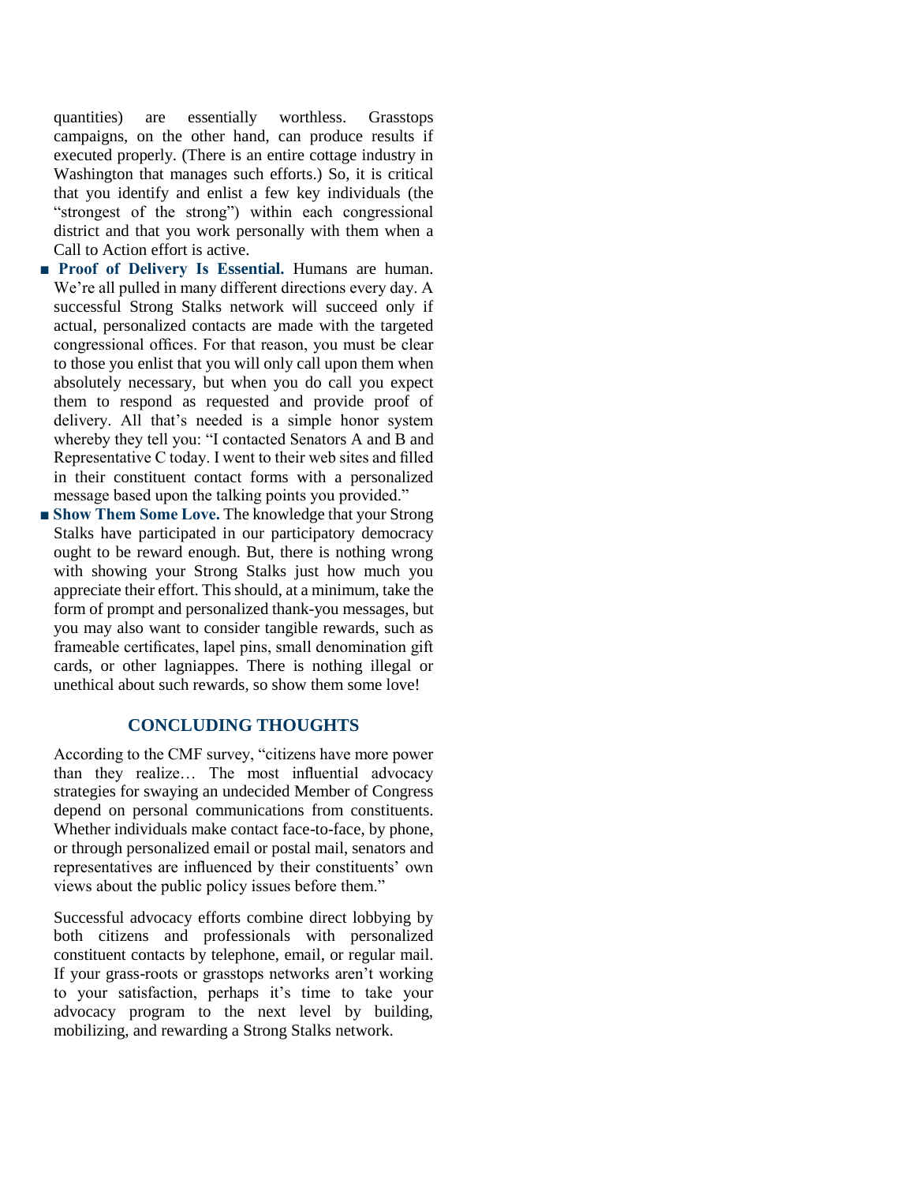quantities) are essentially worthless. Grasstops campaigns, on the other hand, can produce results if executed properly. (There is an entire cottage industry in Washington that manages such efforts.) So, it is critical that you identify and enlist a few key individuals (the "strongest of the strong") within each congressional district and that you work personally with them when a Call to Action effort is active.

- **Proof of Delivery Is Essential.** Humans are human. We're all pulled in many different directions every day. A successful Strong Stalks network will succeed only if actual, personalized contacts are made with the targeted congressional offices. For that reason, you must be clear to those you enlist that you will only call upon them when absolutely necessary, but when you do call you expect them to respond as requested and provide proof of delivery. All that's needed is a simple honor system whereby they tell you: "I contacted Senators A and B and Representative C today. I went to their web sites and filled in their constituent contact forms with a personalized message based upon the talking points you provided."
- **Show Them Some Love.** The knowledge that your Strong Stalks have participated in our participatory democracy ought to be reward enough. But, there is nothing wrong with showing your Strong Stalks just how much you appreciate their effort. This should, at a minimum, take the form of prompt and personalized thank-you messages, but you may also want to consider tangible rewards, such as frameable certificates, lapel pins, small denomination gift cards, or other lagniappes. There is nothing illegal or unethical about such rewards, so show them some love!

## CONCLUDING THOUGHTS

According to the CMF survey, "citizens have more power than they realize… The most influential advocacy strategies for swaying an undecided Member of Congress depend on personal communications from constituents. Whether individuals make contact face-to-face, by phone, or through personalized email or postal mail, senators and representatives are influenced by their constituents' own views about the public policy issues before them."

Successful advocacy efforts combine direct lobbying by both citizens and professionals with personalized constituent contacts by telephone, email, or regular mail. If your grass-roots or grasstops networks aren't working to your satisfaction, perhaps it's time to take your advocacy program to the next level by building, mobilizing, and rewarding a Strong Stalks network.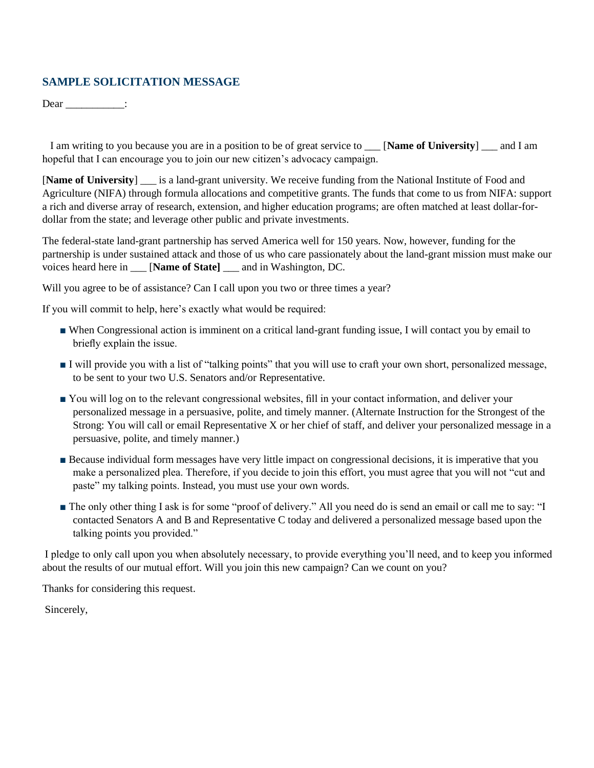## SAMPLE SOLICITATION MESSAGE

Dear ___________:

I am writing to you because you are in a position to be of great service to ___ [**Name of University**] ___ and I am hopeful that I can encourage you to join our new citizen's advocacy campaign.

[**Name of University**] ___ is a land-grant university. We receive funding from the National Institute of Food and Agriculture (NIFA) through formula allocations and competitive grants. The funds that come to us from NIFA: support a rich and diverse array of research, extension, and higher education programs; are often matched at least dollar-for-dollar from the state; and leverage other public and private investments.

The federal-state land-grant partnership has served America well for 150 years. Now, however, funding for the partnership is under sustained attack and those of us who care passionately about the land-grant mission must make our voices heard here in ___ [**Name of State]** ___ and in Washington, DC.

Will you agree to be of assistance? Can I call upon you two or three times a year?

If you will commit to help, here's exactly what would be required:

- When Congressional action is imminent on a critical land-grant funding issue, I will contact you by email to briefly explain the issue.
- I will provide you with a list of "talking points" that you will use to craft your own short, personalized message, to be sent to your two U.S. Senators and/or Representative.
- You will log on to the relevant congressional websites, fill in your contact information, and deliver your personalized message in a persuasive, polite, and timely manner. (Alternate Instruction for the Strongest of the Strong: You will call or email Representative X or her chief of staff, and deliver your personalized message in a persuasive, polite, and timely manner.)
- Because individual form messages have very little impact on congressional decisions, it is imperative that you make a personalized plea. Therefore, if you decide to join this effort, you must agree that you will not "cut and paste" my talking points. Instead, you must use your own words.
- The only other thing I ask is for some "proof of delivery." All you need do is send an email or call me to say: "I contacted Senators A and B and Representative C today and delivered a personalized message based upon the talking points you provided."

I pledge to only call upon you when absolutely necessary, to provide everything you'll need, and to keep you informed about the results of our mutual effort. Will you join this new campaign? Can we count on you?

Thanks for considering this request.

Sincerely,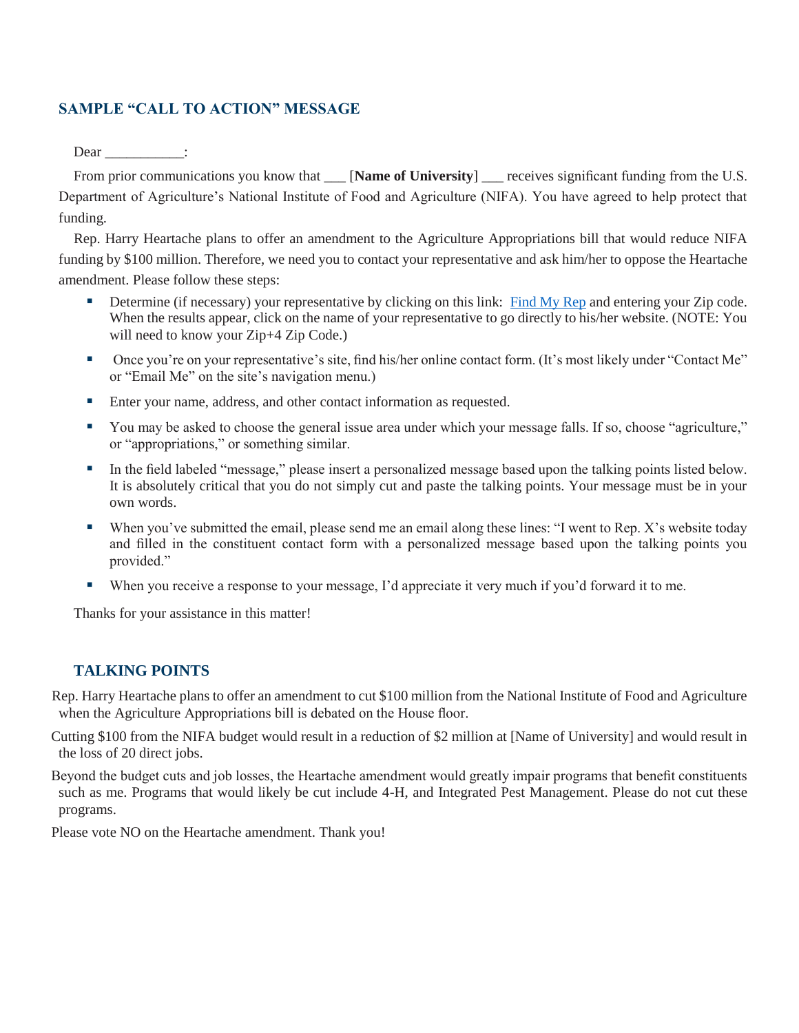## SAMPLE "CALL TO ACTION" MESSAGE

Dear ___________:

From prior communications you know that ___ [**Name of University**] ___ receives significant funding from the U.S. Department of Agriculture's National Institute of Food and Agriculture (NIFA). You have agreed to help protect that funding.

Rep. Harry Heartache plans to offer an amendment to the Agriculture Appropriations bill that would reduce NIFA funding by $100 million. Therefore, we need you to contact your representative and ask him/her to oppose the Heartache amendment. Please follow these steps:

- Determine (if necessary) your representative by clicking on this link: Find My Rep and entering your Zip code. When the results appear, click on the name of your representative to go directly to his/her website. (NOTE: You will need to know your Zip+4 Zip Code.)
- Once you're on your representative's site, find his/her online contact form. (It's most likely under "Contact Me" or "Email Me" on the site's navigation menu.)
- Enter your name, address, and other contact information as requested.
- You may be asked to choose the general issue area under which your message falls. If so, choose "agriculture," or "appropriations," or something similar.
- In the field labeled "message," please insert a personalized message based upon the talking points listed below. It is absolutely critical that you do not simply cut and paste the talking points. Your message must be in your own words.
- When you've submitted the email, please send me an email along these lines: "I went to Rep. X's website today and filled in the constituent contact form with a personalized message based upon the talking points you provided."
- When you receive a response to your message, I'd appreciate it very much if you'd forward it to me.

Thanks for your assistance in this matter!

### TALKING POINTS

Rep. Harry Heartache plans to offer an amendment to cut $100 million from the National Institute of Food and Agriculture when the Agriculture Appropriations bill is debated on the House floor.

Cutting $100 from the NIFA budget would result in a reduction of $2 million at [Name of University] and would result in the loss of 20 direct jobs.

Beyond the budget cuts and job losses, the Heartache amendment would greatly impair programs that benefit constituents such as me. Programs that would likely be cut include 4-H, and Integrated Pest Management. Please do not cut these programs.

Please vote NO on the Heartache amendment. Thank you!